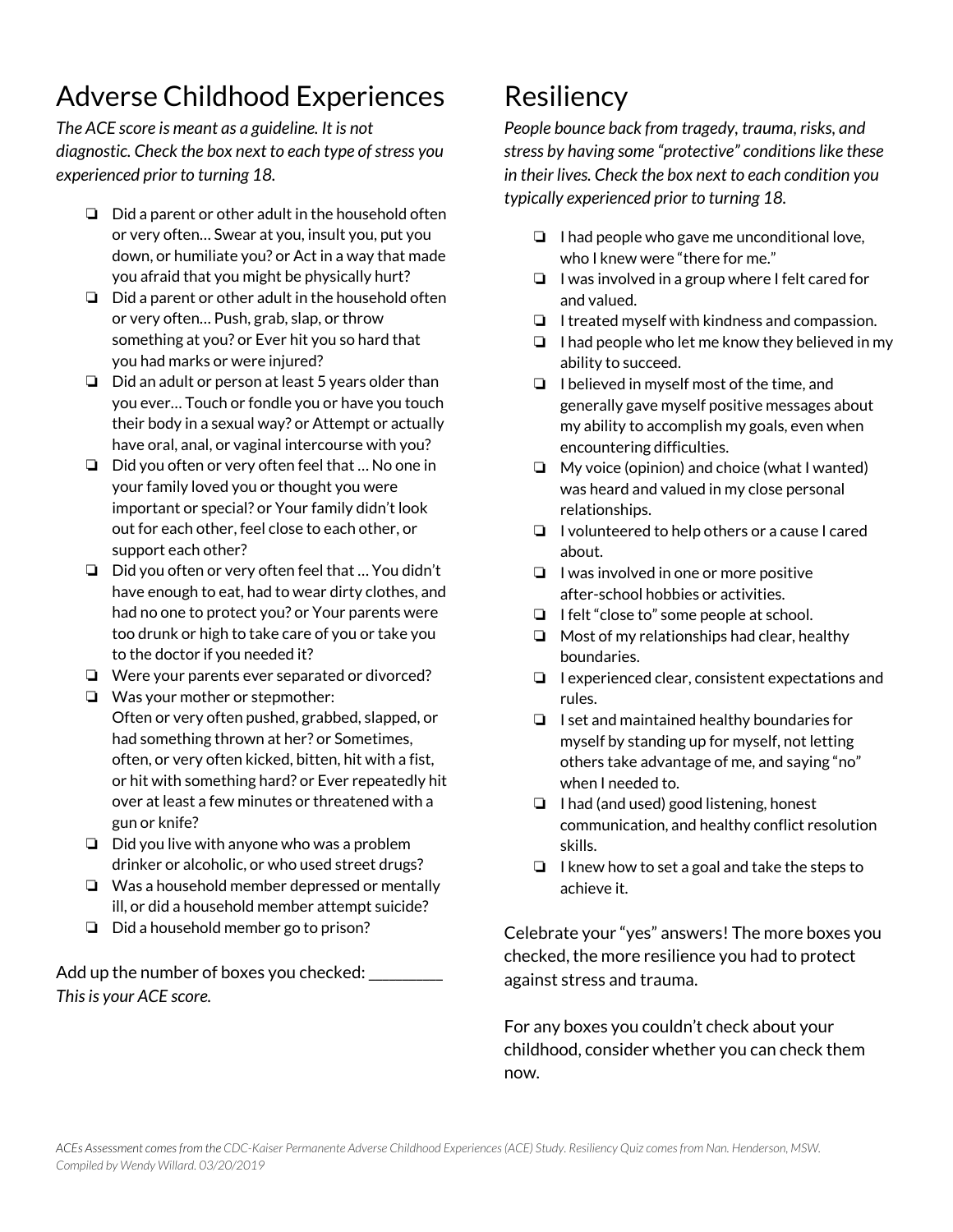# Adverse Childhood Experiences

*The ACE score is meant as a guideline. It is not diagnostic. Check the box next to each type of stress you experienced prior to turning 18.*

- ❏ Did a parent or other adult in the household often or very often… Swear at you, insult you, put you down, or humiliate you? or Act in a way that made you afraid that you might be physically hurt?
- ❏ Did a parent or other adult in the household often or very often… Push, grab, slap, or throw something at you? or Ever hit you so hard that you had marks or were injured?
- ❏ Did an adult or person at least 5 years older than you ever… Touch or fondle you or have you touch their body in a sexual way? or Attempt or actually have oral, anal, or vaginal intercourse with you?
- ❏ Did you often or very often feel that … No one in your family loved you or thought you were important or special? or Your family didn't look out for each other, feel close to each other, or support each other?
- ❏ Did you often or very often feel that … You didn't have enough to eat, had to wear dirty clothes, and had no one to protect you? or Your parents were too drunk or high to take care of you or take you to the doctor if you needed it?
- ❏ Were your parents ever separated or divorced?
- ❏ Was your mother or stepmother:
  Often or very often pushed, grabbed, slapped, or had something thrown at her? or Sometimes, often, or very often kicked, bitten, hit with a fist, or hit with something hard? or Ever repeatedly hit over at least a few minutes or threatened with a gun or knife?
- ❏ Did you live with anyone who was a problem drinker or alcoholic, or who used street drugs?
- ❏ Was a household member depressed or mentally ill, or did a household member attempt suicide?
- ❏ Did a household member go to prison?

Add up the number of boxes you checked: _________
*This is your ACE score.*

# Resiliency

*People bounce back from tragedy, trauma, risks, and stress by having some "protective" conditions like these in their lives. Check the box next to each condition you typically experienced prior to turning 18.*

- ❏ I had people who gave me unconditional love, who I knew were "there for me."
- ❏ I was involved in a group where I felt cared for and valued.
- ❏ I treated myself with kindness and compassion.
- ❏ I had people who let me know they believed in my ability to succeed.
- ❏ I believed in myself most of the time, and generally gave myself positive messages about my ability to accomplish my goals, even when encountering difficulties.
- ❏ My voice (opinion) and choice (what I wanted) was heard and valued in my close personal relationships.
- ❏ I volunteered to help others or a cause I cared about.
- ❏ I was involved in one or more positive after-school hobbies or activities.
- ❏ I felt "close to" some people at school.
- ❏ Most of my relationships had clear, healthy boundaries.
- ❏ I experienced clear, consistent expectations and rules.
- ❏ I set and maintained healthy boundaries for myself by standing up for myself, not letting others take advantage of me, and saying "no" when I needed to.
- ❏ I had (and used) good listening, honest communication, and healthy conflict resolution skills.
- ❏ I knew how to set a goal and take the steps to achieve it.

Celebrate your "yes" answers! The more boxes you checked, the more resilience you had to protect against stress and trauma.

For any boxes you couldn't check about your childhood, consider whether you can check them now.

*ACEs Assessment comes from the CDC-Kaiser Permanente Adverse Childhood Experiences (ACE) Study. Resiliency Quiz comes from Nan. Henderson, MSW. Compiled by Wendy Willard. 03/20/2019*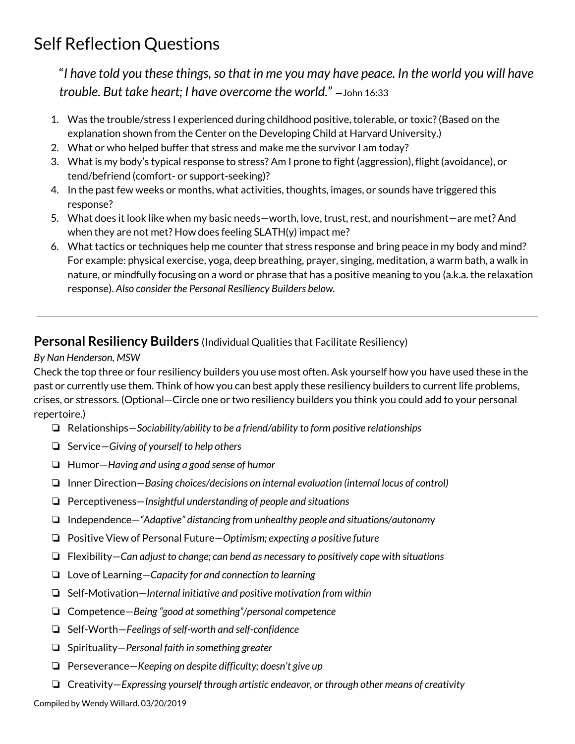# Self Reflection Questions

> "*I have told you these things, so that in me you may have peace. In the world you will have trouble. But take heart; I have overcome the world.*" —John 16:33

1. Was the trouble/stress I experienced during childhood positive, tolerable, or toxic? (Based on the explanation shown from the Center on the Developing Child at Harvard University.)
2. What or who helped buffer that stress and make me the survivor I am today?
3. What is my body's typical response to stress? Am I prone to fight (aggression), flight (avoidance), or tend/befriend (comfort- or support-seeking)?
4. In the past few weeks or months, what activities, thoughts, images, or sounds have triggered this response?
5. What does it look like when my basic needs—worth, love, trust, rest, and nourishment—are met? And when they are not met? How does feeling SLATH(y) impact me?
6. What tactics or techniques help me counter that stress response and bring peace in my body and mind? For example: physical exercise, yoga, deep breathing, prayer, singing, meditation, a warm bath, a walk in nature, or mindfully focusing on a word or phrase that has a positive meaning to you (a.k.a. the relaxation response). *Also consider the Personal Resiliency Builders below.*

---

**Personal Resiliency Builders** (Individual Qualities that Facilitate Resiliency)

*By Nan Henderson, MSW*

Check the top three or four resiliency builders you use most often. Ask yourself how you have used these in the past or currently use them. Think of how you can best apply these resiliency builders to current life problems, crises, or stressors. (Optional—Circle one or two resiliency builders you think you could add to your personal repertoire.)

- ❏ Relationships—*Sociability/ability to be a friend/ability to form positive relationships*
- ❏ Service—*Giving of yourself to help others*
- ❏ Humor—*Having and using a good sense of humor*
- ❏ Inner Direction—*Basing choices/decisions on internal evaluation (internal locus of control)*
- ❏ Perceptiveness—*Insightful understanding of people and situations*
- ❏ Independence—*"Adaptive" distancing from unhealthy people and situations/autonomy*
- ❏ Positive View of Personal Future—*Optimism; expecting a positive future*
- ❏ Flexibility—*Can adjust to change; can bend as necessary to positively cope with situations*
- ❏ Love of Learning—*Capacity for and connection to learning*
- ❏ Self-Motivation—*Internal initiative and positive motivation from within*
- ❏ Competence—*Being "good at something"/personal competence*
- ❏ Self-Worth—*Feelings of self-worth and self-confidence*
- ❏ Spirituality—*Personal faith in something greater*
- ❏ Perseverance—*Keeping on despite difficulty; doesn't give up*
- ❏ Creativity—*Expressing yourself through artistic endeavor, or through other means of creativity*

Compiled by Wendy Willard. 03/20/2019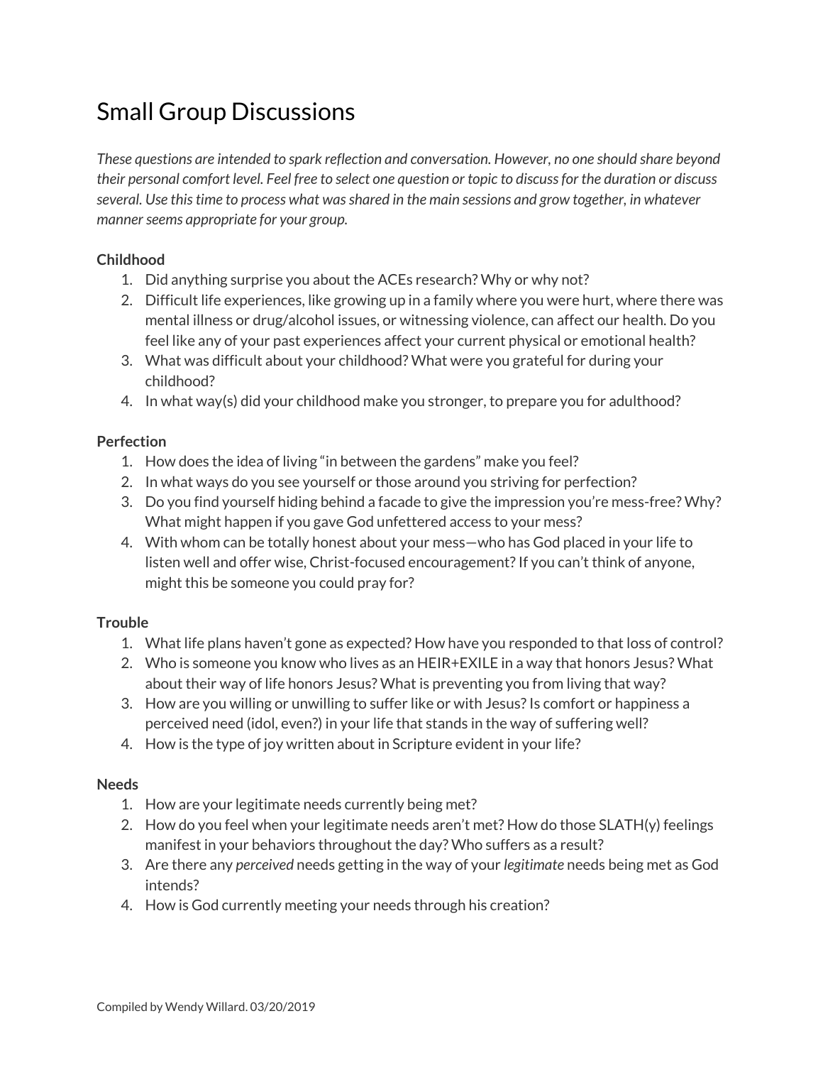# Small Group Discussions

*These questions are intended to spark reflection and conversation. However, no one should share beyond their personal comfort level. Feel free to select one question or topic to discuss for the duration or discuss several. Use this time to process what was shared in the main sessions and grow together, in whatever manner seems appropriate for your group.*

**Childhood**

1. Did anything surprise you about the ACEs research? Why or why not?
2. Difficult life experiences, like growing up in a family where you were hurt, where there was mental illness or drug/alcohol issues, or witnessing violence, can affect our health. Do you feel like any of your past experiences affect your current physical or emotional health?
3. What was difficult about your childhood? What were you grateful for during your childhood?
4. In what way(s) did your childhood make you stronger, to prepare you for adulthood?

**Perfection**

1. How does the idea of living "in between the gardens" make you feel?
2. In what ways do you see yourself or those around you striving for perfection?
3. Do you find yourself hiding behind a facade to give the impression you're mess-free? Why? What might happen if you gave God unfettered access to your mess?
4. With whom can be totally honest about your mess—who has God placed in your life to listen well and offer wise, Christ-focused encouragement? If you can't think of anyone, might this be someone you could pray for?

**Trouble**

1. What life plans haven't gone as expected? How have you responded to that loss of control?
2. Who is someone you know who lives as an HEIR+EXILE in a way that honors Jesus? What about their way of life honors Jesus? What is preventing you from living that way?
3. How are you willing or unwilling to suffer like or with Jesus? Is comfort or happiness a perceived need (idol, even?) in your life that stands in the way of suffering well?
4. How is the type of joy written about in Scripture evident in your life?

**Needs**

1. How are your legitimate needs currently being met?
2. How do you feel when your legitimate needs aren't met? How do those SLATH(y) feelings manifest in your behaviors throughout the day? Who suffers as a result?
3. Are there any *perceived* needs getting in the way of your *legitimate* needs being met as God intends?
4. How is God currently meeting your needs through his creation?

Compiled by Wendy Willard. 03/20/2019